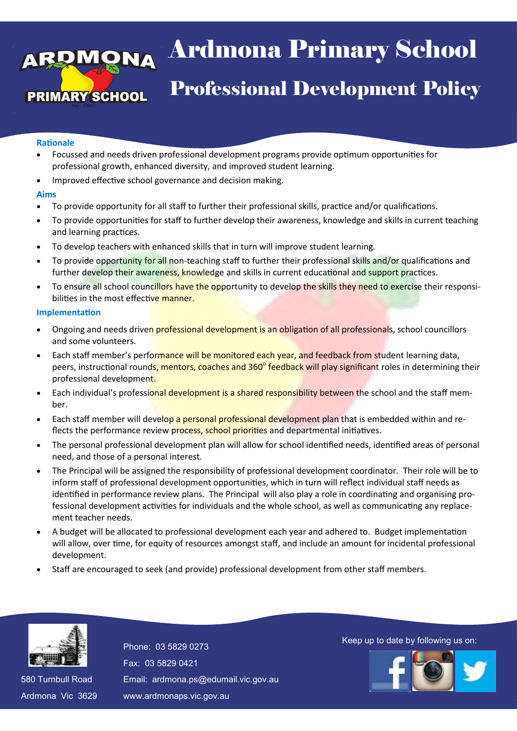# Ardmona Primary School

## Professional Development Policy

### Rationale

- Focussed and needs driven professional development programs provide optimum opportunities for professional growth, enhanced diversity, and improved student learning.
- Improved effective school governance and decision making.

### Aims

- To provide opportunity for all staff to further their professional skills, practice and/or qualifications.
- To provide opportunities for staff to further develop their awareness, knowledge and skills in current teaching and learning practices.
- To develop teachers with enhanced skills that in turn will improve student learning.
- To provide opportunity for all non-teaching staff to further their professional skills and/or qualifications and further develop their awareness, knowledge and skills in current educational and support practices.
- To ensure all school councillors have the opportunity to develop the skills they need to exercise their responsibilities in the most effective manner.

### Implementation

- Ongoing and needs driven professional development is an obligation of all professionals, school councillors and some volunteers.
- Each staff member's performance will be monitored each year, and feedback from student learning data, peers, instructional rounds, mentors, coaches and 360° feedback will play significant roles in determining their professional development.
- Each individual's professional development is a shared responsibility between the school and the staff member.
- Each staff member will develop a personal professional development plan that is embedded within and reflects the performance review process, school priorities and departmental initiatives.
- The personal professional development plan will allow for school identified needs, identified areas of personal need, and those of a personal interest.
- The Principal will be assigned the responsibility of professional development coordinator. Their role will be to inform staff of professional development opportunities, which in turn will reflect individual staff needs as identified in performance review plans. The Principal will also play a role in coordinating and organising professional development activities for individuals and the whole school, as well as communicating any replacement teacher needs.
- A budget will be allocated to professional development each year and adhered to. Budget implementation will allow, over time, for equity of resources amongst staff, and include an amount for incidental professional development.
- Staff are encouraged to seek (and provide) professional development from other staff members.

580 Turnbull Road
Ardmona Vic 3629

Phone: 03 5829 0273
Fax: 03 5829 0421
Email: ardmona.ps@edumail.vic.gov.au
www.ardmonaps.vic.gov.au

Keep up to date by following us on: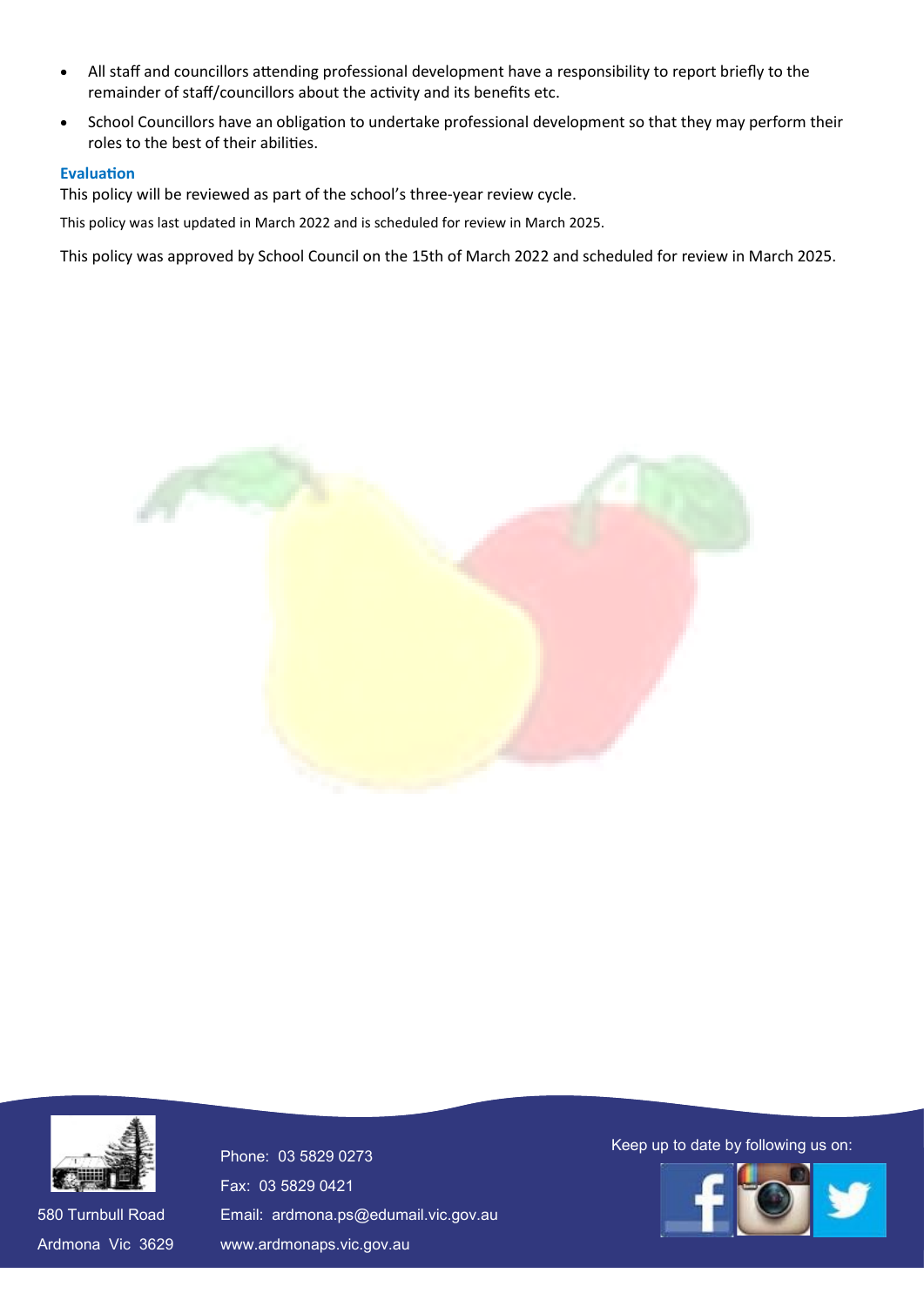- All staff and councillors attending professional development have a responsibility to report briefly to the remainder of staff/councillors about the activity and its benefits etc.
- School Councillors have an obligation to undertake professional development so that they may perform their roles to the best of their abilities.

### Evaluation

This policy will be reviewed as part of the school's three-year review cycle.

This policy was last updated in March 2022 and is scheduled for review in March 2025.

This policy was approved by School Council on the 15th of March 2022 and scheduled for review in March 2025.